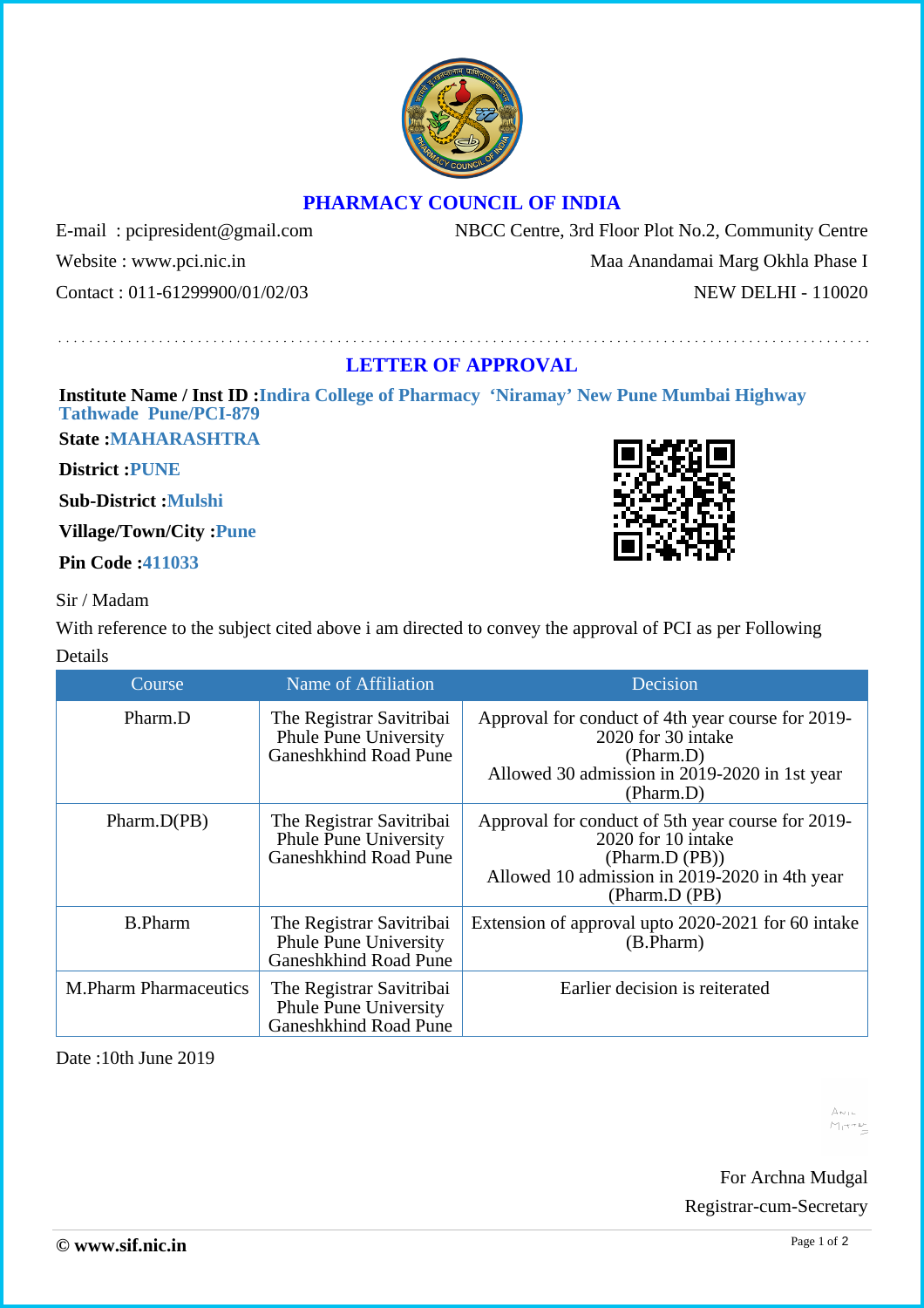# PHARMACY COUNCIL OF INDIA

E-mail : pcipresident@gmail.com
Website : www.pci.nic.in
Contact : 011-61299900/01/02/03

NBCC Centre, 3rd Floor Plot No.2, Community Centre
Maa Anandamai Marg Okhla Phase I
NEW DELHI - 110020

## LETTER OF APPROVAL

**Institute Name / Inst ID :** Indira College of Pharmacy 'Niramay' New Pune Mumbai Highway Tathwade Pune/PCI-879

**State :** MAHARASHTRA

**District :** PUNE

**Sub-District :** Mulshi

**Village/Town/City :** Pune

**Pin Code :** 411033

Sir / Madam

With reference to the subject cited above i am directed to convey the approval of PCI as per Following Details

| Course | Name of Affiliation | Decision |
|---|---|---|
| Pharm.D | The Registrar Savitribai Phule Pune University Ganeshkhind Road Pune | Approval for conduct of 4th year course for 2019-2020 for 30 intake (Pharm.D) Allowed 30 admission in 2019-2020 in 1st year (Pharm.D) |
| Pharm.D(PB) | The Registrar Savitribai Phule Pune University Ganeshkhind Road Pune | Approval for conduct of 5th year course for 2019-2020 for 10 intake (Pharm.D (PB)) Allowed 10 admission in 2019-2020 in 4th year (Pharm.D (PB) |
| B.Pharm | The Registrar Savitribai Phule Pune University Ganeshkhind Road Pune | Extension of approval upto 2020-2021 for 60 intake (B.Pharm) |
| M.Pharm Pharmaceutics | The Registrar Savitribai Phule Pune University Ganeshkhind Road Pune | Earlier decision is reiterated |

Date :10th June 2019

For Archna Mudgal
Registrar-cum-Secretary

© www.sif.nic.in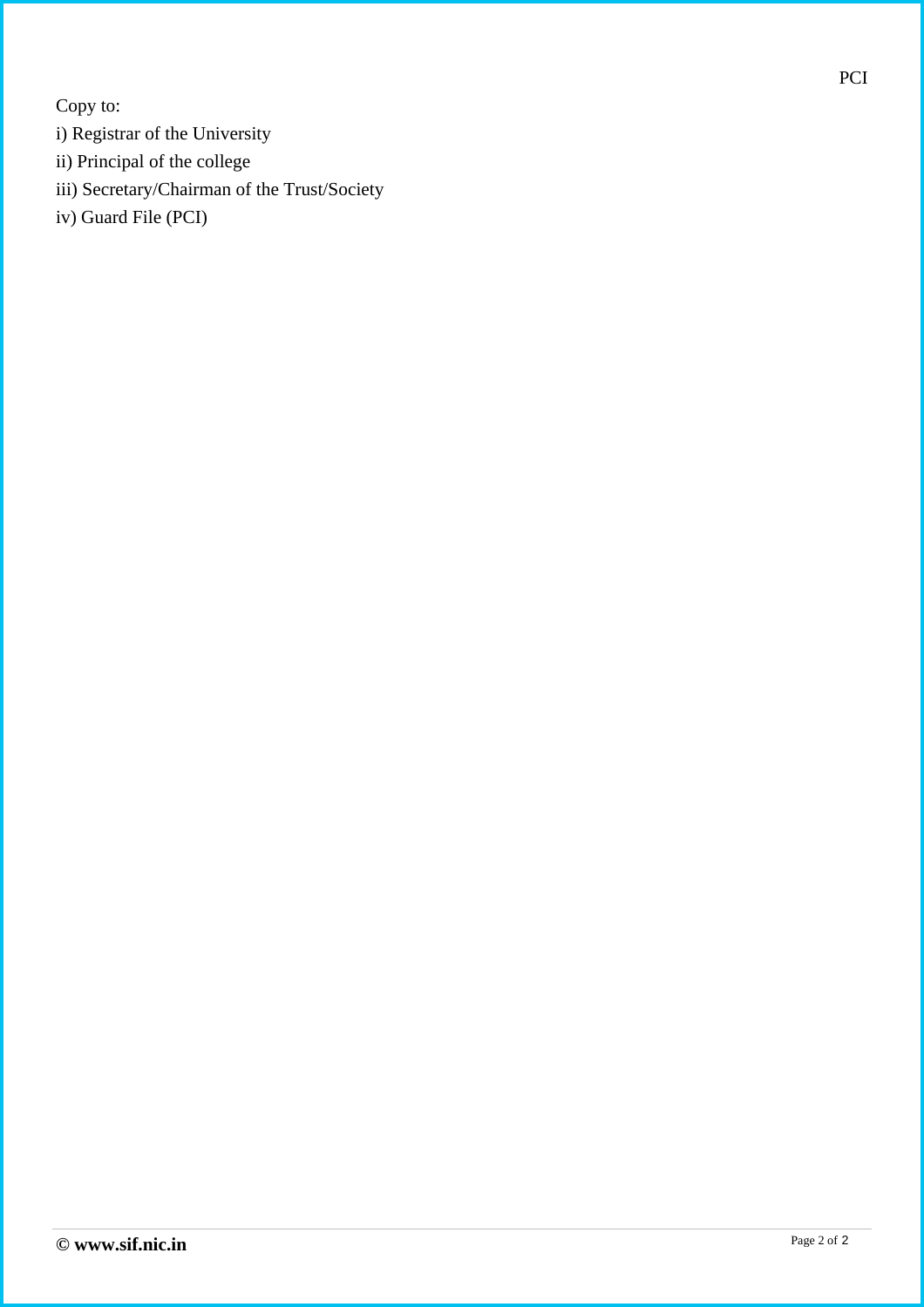Copy to:

i) Registrar of the University

ii) Principal of the college

iii) Secretary/Chairman of the Trust/Society

iv) Guard File (PCI)